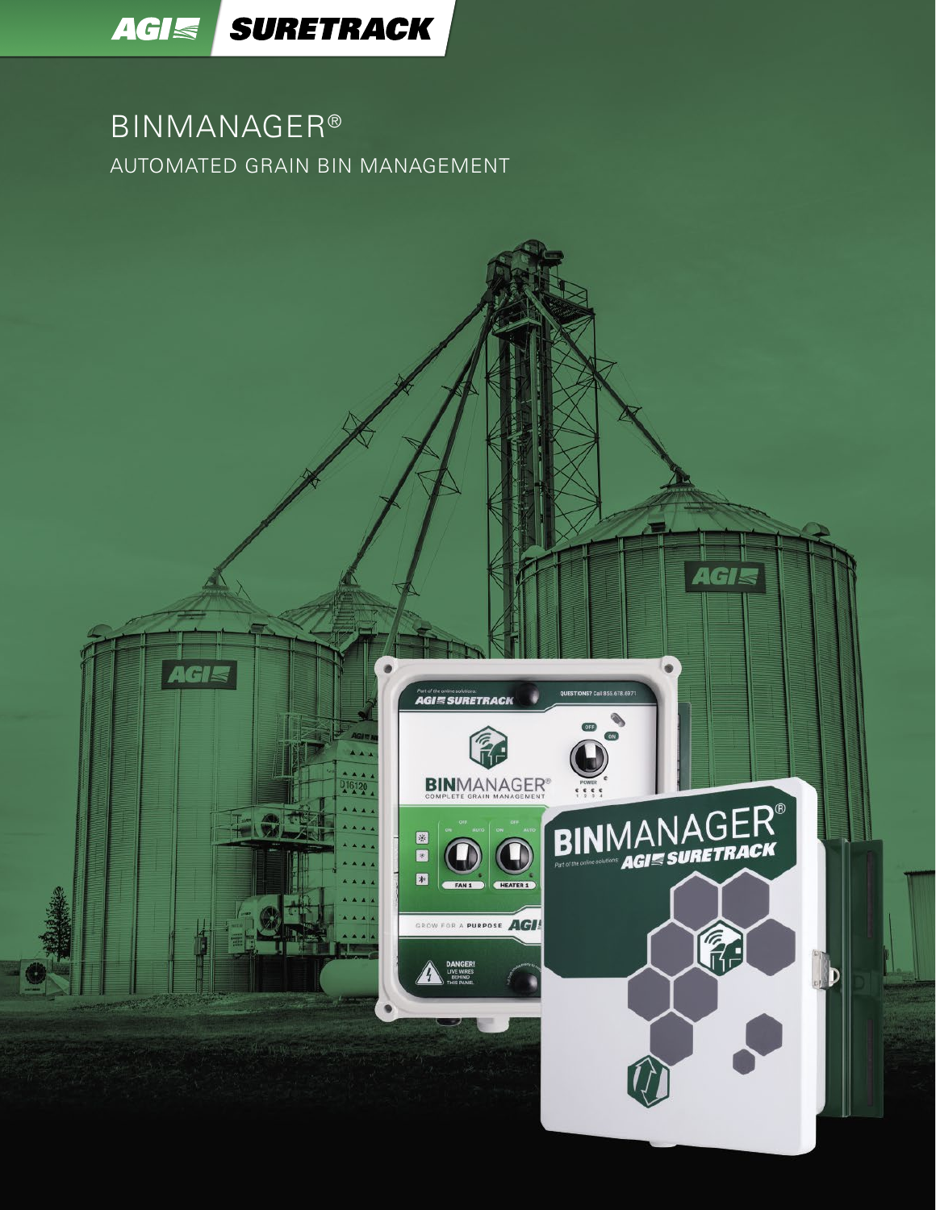AGI SURETRACK

# BINMANAGER®

## AUTOMATED GRAIN BIN MANAGEMENT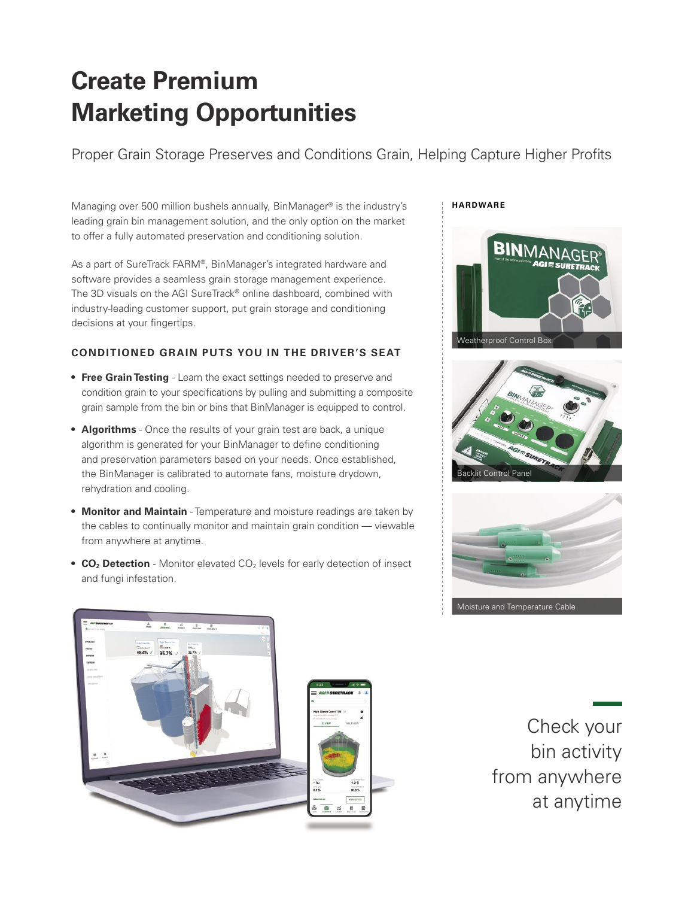# Create Premium Marketing Opportunities

Proper Grain Storage Preserves and Conditions Grain, Helping Capture Higher Profits

Managing over 500 million bushels annually, BinManager® is the industry's leading grain bin management solution, and the only option on the market to offer a fully automated preservation and conditioning solution.

As a part of SureTrack FARM®, BinManager's integrated hardware and software provides a seamless grain storage management experience. The 3D visuals on the AGI SureTrack® online dashboard, combined with industry-leading customer support, put grain storage and conditioning decisions at your fingertips.

### CONDITIONED GRAIN PUTS YOU IN THE DRIVER'S SEAT

- **Free Grain Testing** - Learn the exact settings needed to preserve and condition grain to your specifications by pulling and submitting a composite grain sample from the bin or bins that BinManager is equipped to control.
- **Algorithms** - Once the results of your grain test are back, a unique algorithm is generated for your BinManager to define conditioning and preservation parameters based on your needs. Once established, the BinManager is calibrated to automate fans, moisture drydown, rehydration and cooling.
- **Monitor and Maintain** - Temperature and moisture readings are taken by the cables to continually monitor and maintain grain condition — viewable from anywhere at anytime.
- **$CO_2$ Detection** - Monitor elevated $CO_2$ levels for early detection of insect and fungi infestation.

**HARDWARE**

Weatherproof Control Box

Backlit Control Panel

Moisture and Temperature Cable

Check your bin activity from anywhere at anytime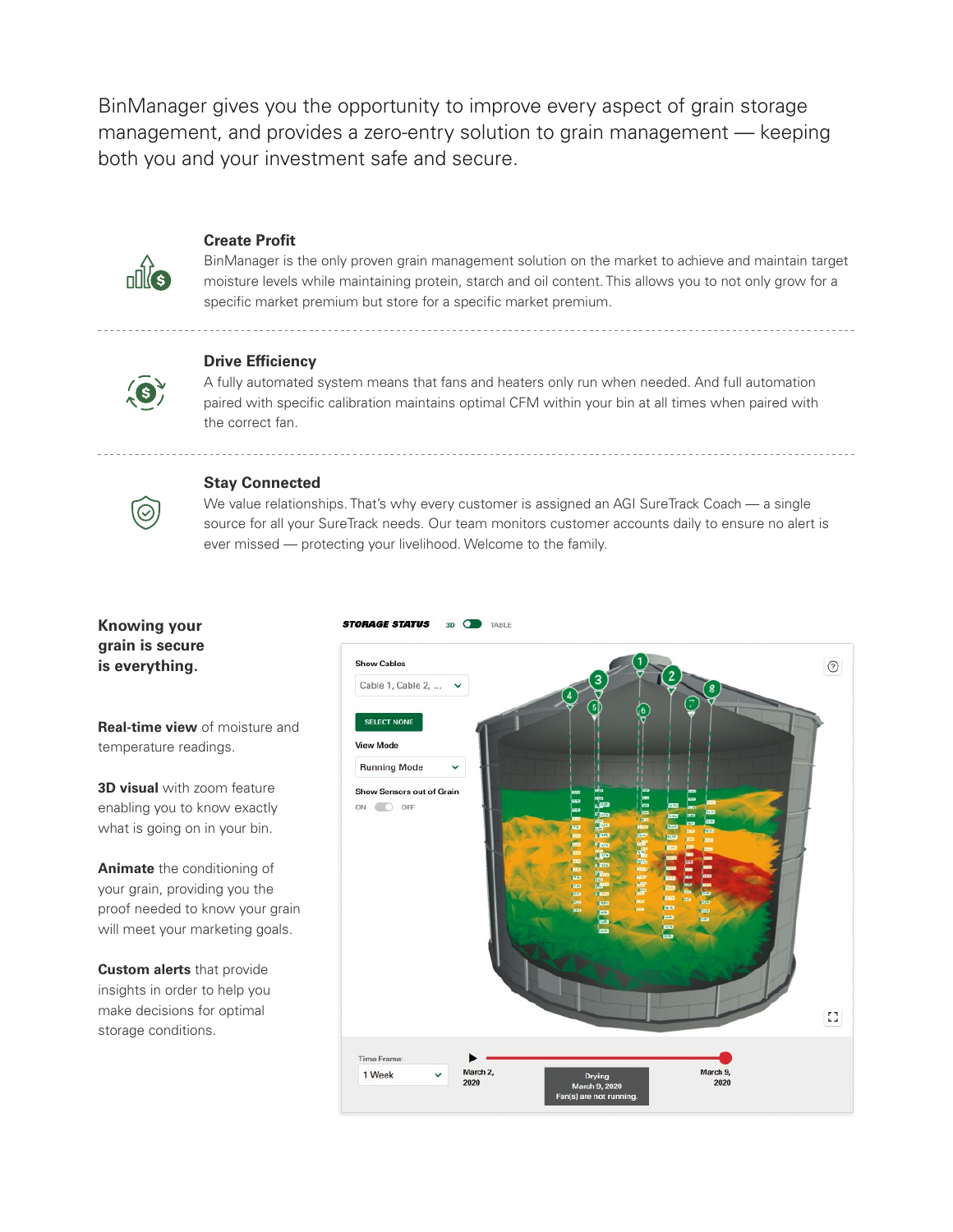BinManager gives you the opportunity to improve every aspect of grain storage management, and provides a zero-entry solution to grain management — keeping both you and your investment safe and secure.

### Create Profit

BinManager is the only proven grain management solution on the market to achieve and maintain target moisture levels while maintaining protein, starch and oil content. This allows you to not only grow for a specific market premium but store for a specific market premium.

### Drive Efficiency

A fully automated system means that fans and heaters only run when needed. And full automation paired with specific calibration maintains optimal CFM within your bin at all times when paired with the correct fan.

### Stay Connected

We value relationships. That's why every customer is assigned an AGI SureTrack Coach — a single source for all your SureTrack needs. Our team monitors customer accounts daily to ensure no alert is ever missed — protecting your livelihood. Welcome to the family.

## Knowing your grain is secure is everything.

**Real-time view** of moisture and temperature readings.

**3D visual** with zoom feature enabling you to know exactly what is going on in your bin.

**Animate** the conditioning of your grain, providing you the proof needed to know your grain will meet your marketing goals.

**Custom alerts** that provide insights in order to help you make decisions for optimal storage conditions.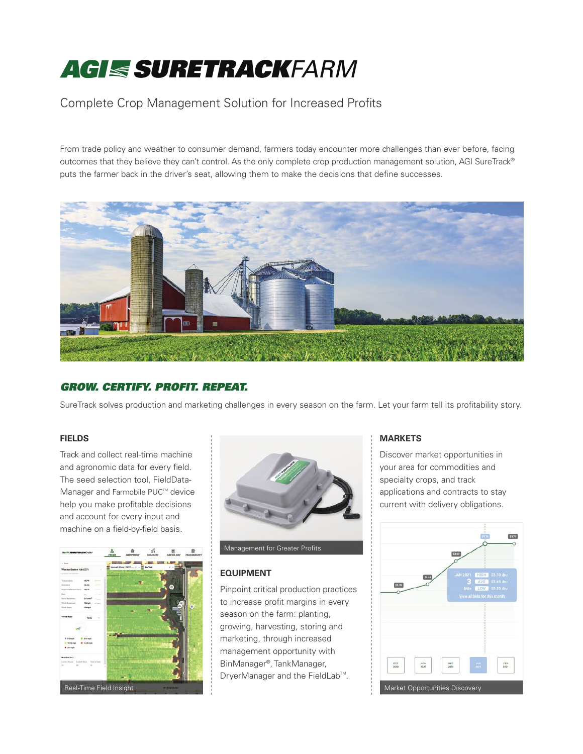# AGI SURETRACKFARM

Complete Crop Management Solution for Increased Profits

From trade policy and weather to consumer demand, farmers today encounter more challenges than ever before, facing outcomes that they believe they can't control. As the only complete crop production management solution, AGI SureTrack® puts the farmer back in the driver's seat, allowing them to make the decisions that define successes.

## GROW. CERTIFY. PROFIT. REPEAT.

SureTrack solves production and marketing challenges in every season on the farm. Let your farm tell its profitability story.

### FIELDS

Track and collect real-time machine and agronomic data for every field. The seed selection tool, FieldData-Manager and Farmobile PUC™ device help you make profitable decisions and account for every input and machine on a field-by-field basis.

Real-Time Field Insight

Management for Greater Profits

### EQUIPMENT

Pinpoint critical production practices to increase profit margins in every season on the farm: planting, growing, harvesting, storing and marketing, through increased management opportunity with BinManager®, TankManager, DryerManager and the FieldLab™.

### MARKETS

Discover market opportunities in your area for commodities and specialty crops, and track applications and contracts to stay current with delivery obligations.

Market Opportunities Discovery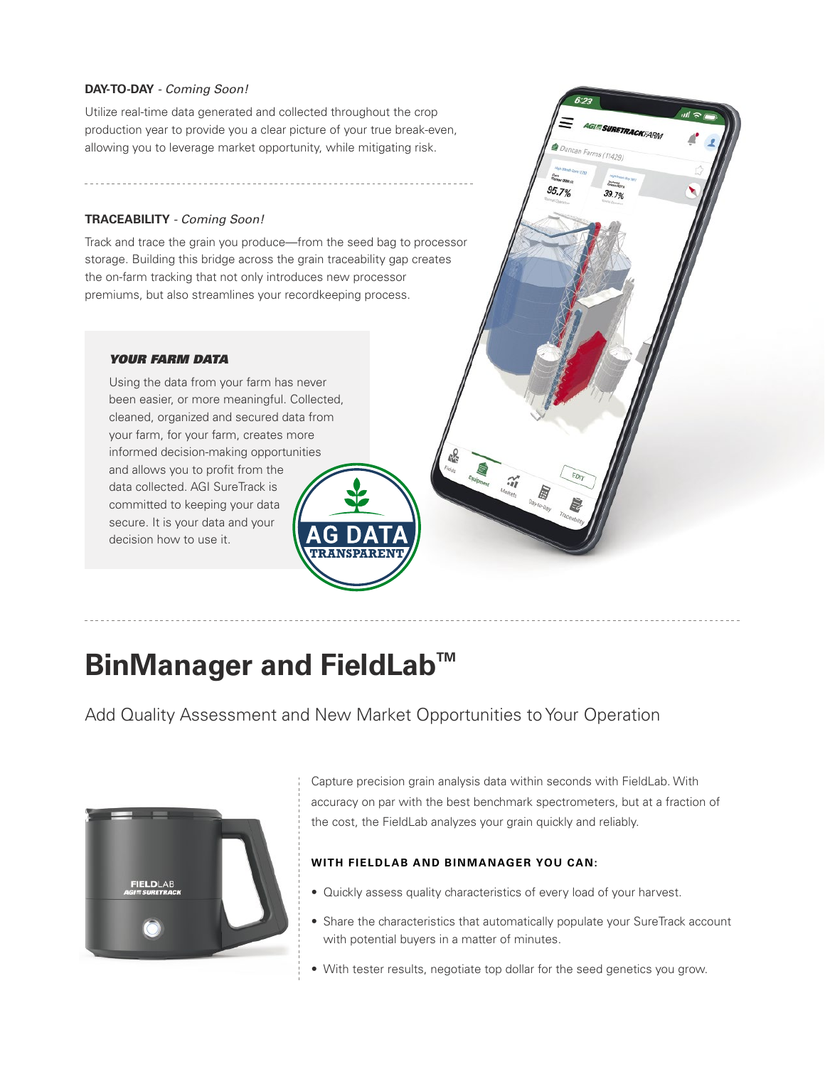**DAY-TO-DAY** - *Coming Soon!*

Utilize real-time data generated and collected throughout the crop production year to provide you a clear picture of your true break-even, allowing you to leverage market opportunity, while mitigating risk.

**TRACEABILITY** - *Coming Soon!*

Track and trace the grain you produce—from the seed bag to processor storage. Building this bridge across the grain traceability gap creates the on-farm tracking that not only introduces new processor premiums, but also streamlines your recordkeeping process.

### *YOUR FARM DATA*

Using the data from your farm has never been easier, or more meaningful. Collected, cleaned, organized and secured data from your farm, for your farm, creates more informed decision-making opportunities and allows you to profit from the data collected. AGI SureTrack is committed to keeping your data secure. It is your data and your decision how to use it.

# BinManager and FieldLab™

Add Quality Assessment and New Market Opportunities to Your Operation

Capture precision grain analysis data within seconds with FieldLab. With accuracy on par with the best benchmark spectrometers, but at a fraction of the cost, the FieldLab analyzes your grain quickly and reliably.

**WITH FIELDLAB AND BINMANAGER YOU CAN:**

- Quickly assess quality characteristics of every load of your harvest.
- Share the characteristics that automatically populate your SureTrack account with potential buyers in a matter of minutes.
- With tester results, negotiate top dollar for the seed genetics you grow.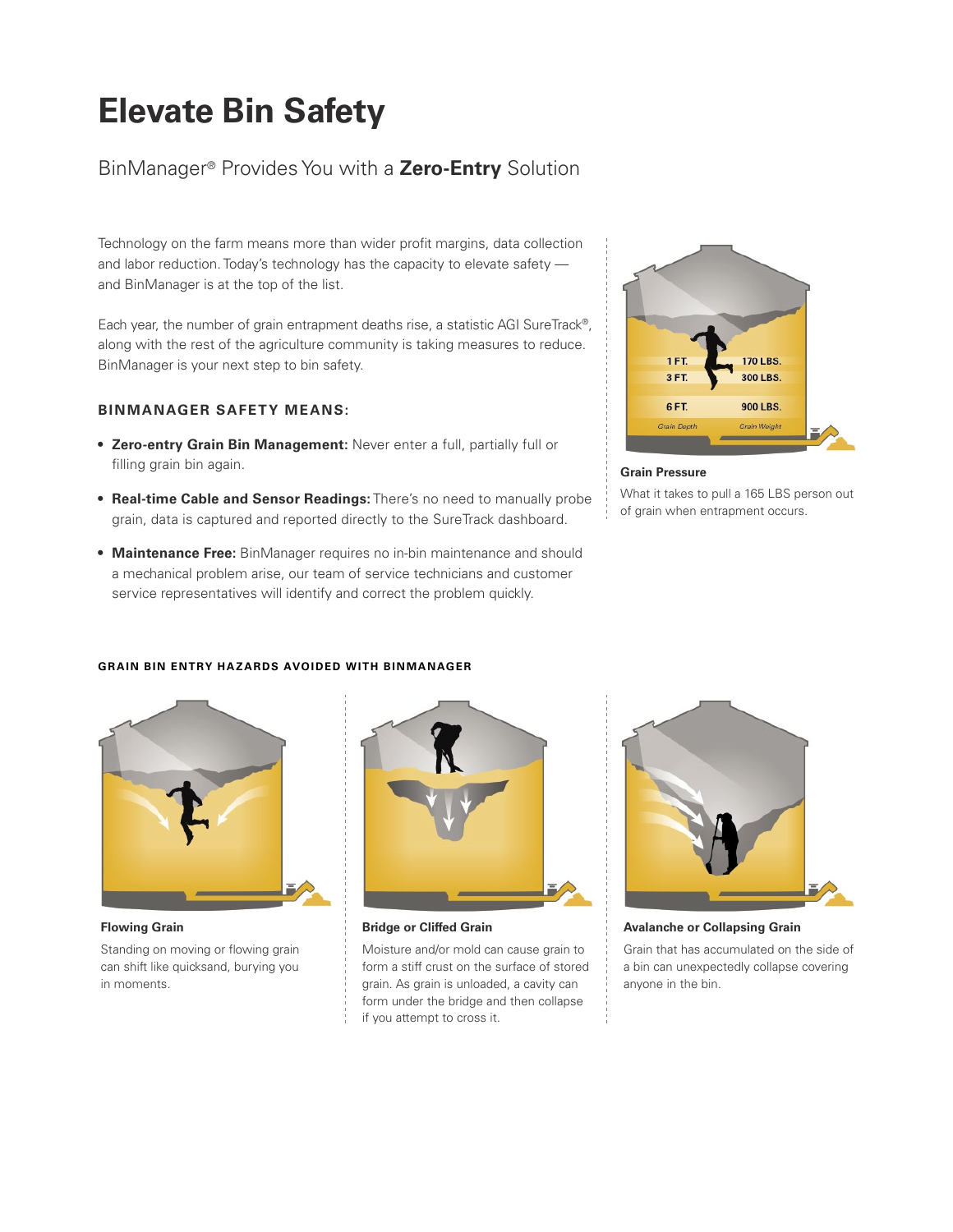# Elevate Bin Safety

## BinManager® Provides You with a **Zero-Entry** Solution

Technology on the farm means more than wider profit margins, data collection and labor reduction. Today's technology has the capacity to elevate safety — and BinManager is at the top of the list.

Each year, the number of grain entrapment deaths rise, a statistic AGI SureTrack®, along with the rest of the agriculture community is taking measures to reduce. BinManager is your next step to bin safety.

### BINMANAGER SAFETY MEANS:

- **Zero-entry Grain Bin Management:** Never enter a full, partially full or filling grain bin again.
- **Real-time Cable and Sensor Readings:** There's no need to manually probe grain, data is captured and reported directly to the SureTrack dashboard.
- **Maintenance Free:** BinManager requires no in-bin maintenance and should a mechanical problem arise, our team of service technicians and customer service representatives will identify and correct the problem quickly.

| Grain Depth | Grain Weight |
| --- | --- |
| 1 FT. | 170 LBS. |
| 3 FT. | 300 LBS. |
| 6 FT. | 900 LBS. |

**Grain Pressure**

What it takes to pull a 165 LBS person out of grain when entrapment occurs.

#### GRAIN BIN ENTRY HAZARDS AVOIDED WITH BINMANAGER

**Flowing Grain**

Standing on moving or flowing grain can shift like quicksand, burying you in moments.

**Bridge or Cliffed Grain**

Moisture and/or mold can cause grain to form a stiff crust on the surface of stored grain. As grain is unloaded, a cavity can form under the bridge and then collapse if you attempt to cross it.

**Avalanche or Collapsing Grain**

Grain that has accumulated on the side of a bin can unexpectedly collapse covering anyone in the bin.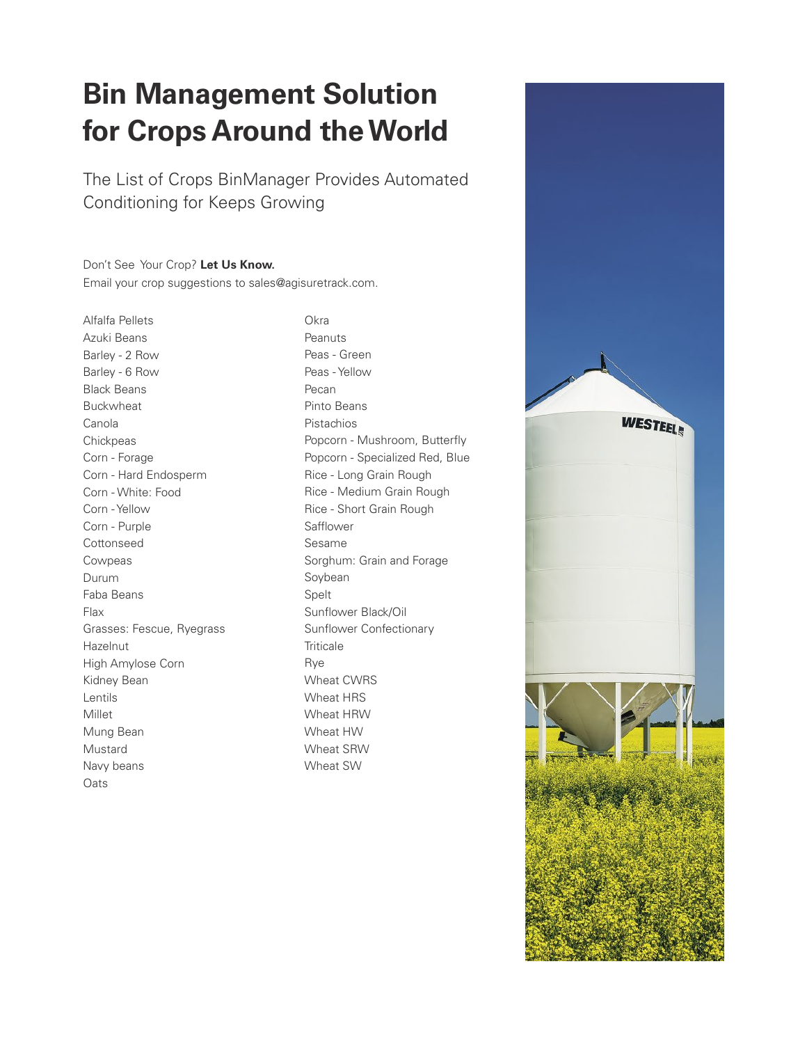# Bin Management Solution for Crops Around the World

The List of Crops BinManager Provides Automated Conditioning for Keeps Growing

Don't See Your Crop? **Let Us Know.**
Email your crop suggestions to sales@agisuretrack.com.

- Alfalfa Pellets
- Azuki Beans
- Barley - 2 Row
- Barley - 6 Row
- Black Beans
- Buckwheat
- Canola
- Chickpeas
- Corn - Forage
- Corn - Hard Endosperm
- Corn - White: Food
- Corn - Yellow
- Corn - Purple
- Cottonseed
- Cowpeas
- Durum
- Faba Beans
- Flax
- Grasses: Fescue, Ryegrass
- Hazelnut
- High Amylose Corn
- Kidney Bean
- Lentils
- Millet
- Mung Bean
- Mustard
- Navy beans
- Oats
- Okra
- Peanuts
- Peas - Green
- Peas - Yellow
- Pecan
- Pinto Beans
- Pistachios
- Popcorn - Mushroom, Butterfly
- Popcorn - Specialized Red, Blue
- Rice - Long Grain Rough
- Rice - Medium Grain Rough
- Rice - Short Grain Rough
- Safflower
- Sesame
- Sorghum: Grain and Forage
- Soybean
- Spelt
- Sunflower Black/Oil
- Sunflower Confectionary
- Triticale
- Rye
- Wheat CWRS
- Wheat HRS
- Wheat HRW
- Wheat HW
- Wheat SRW
- Wheat SW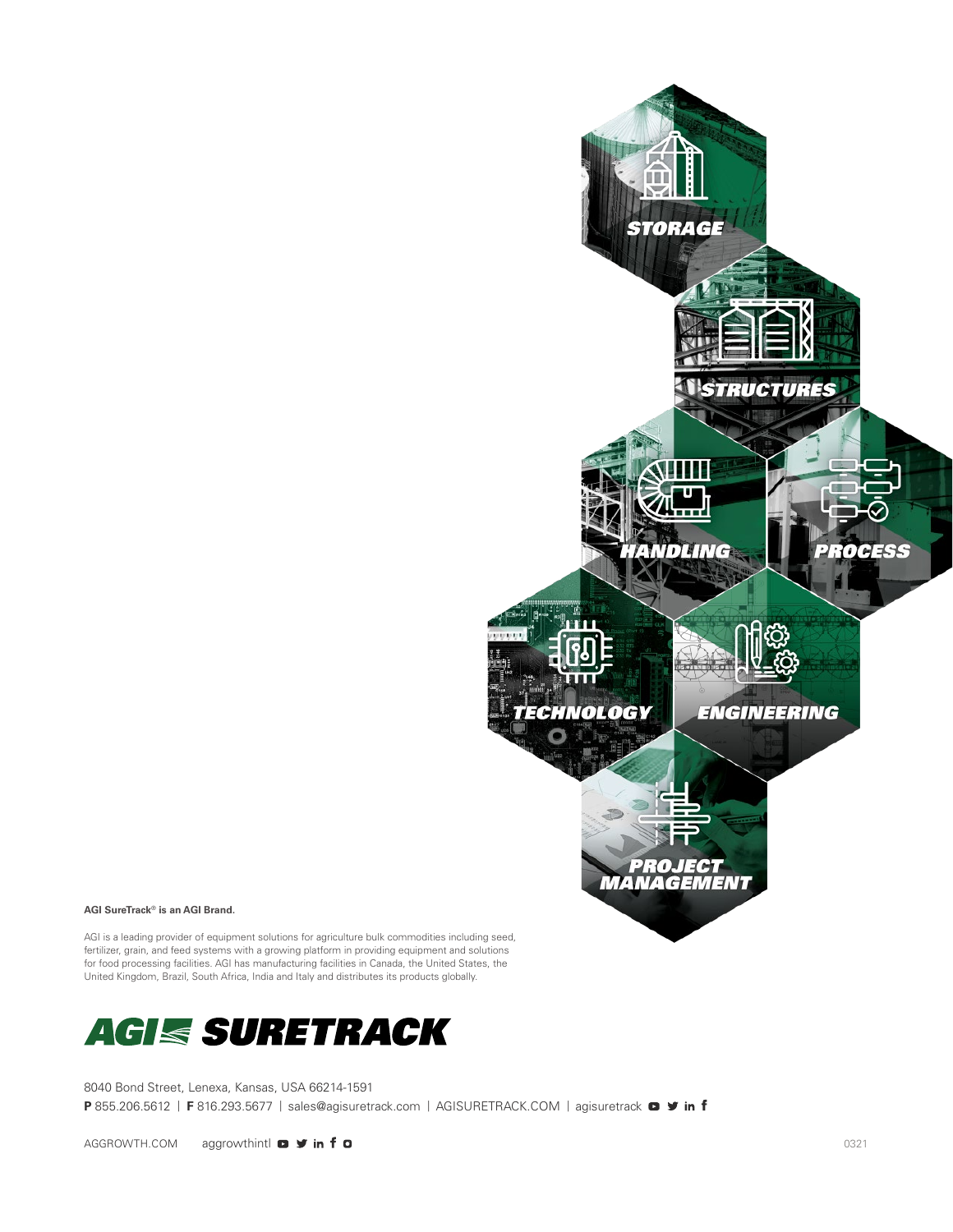STORAGE

STRUCTURES

HANDLING

PROCESS

TECHNOLOGY

ENGINEERING

PROJECT MANAGEMENT

**AGI SureTrack® is an AGI Brand.**

AGI is a leading provider of equipment solutions for agriculture bulk commodities including seed, fertilizer, grain, and feed systems with a growing platform in providing equipment and solutions for food processing facilities. AGI has manufacturing facilities in Canada, the United States, the United Kingdom, Brazil, South Africa, India and Italy and distributes its products globally.

**AGI SURETRACK**

8040 Bond Street, Lenexa, Kansas, USA 66214-1591

**P** 855.206.5612 | **F** 816.293.5677 | sales@agisuretrack.com | AGISURETRACK.COM | agisuretrack

AGGROWTH.COM aggrowthintl

0321